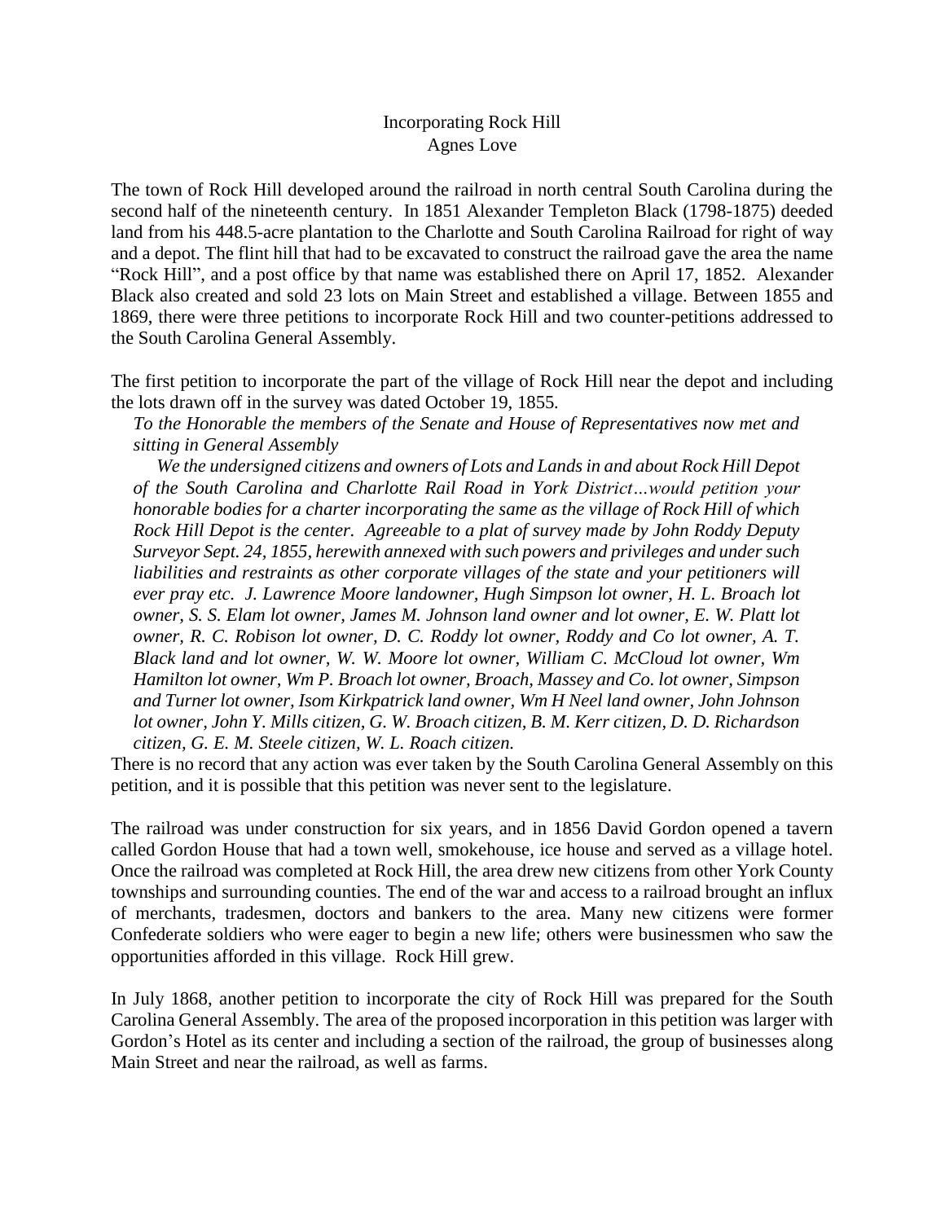# Incorporating Rock Hill

Agnes Love

The town of Rock Hill developed around the railroad in north central South Carolina during the second half of the nineteenth century. In 1851 Alexander Templeton Black (1798-1875) deeded land from his 448.5-acre plantation to the Charlotte and South Carolina Railroad for right of way and a depot. The flint hill that had to be excavated to construct the railroad gave the area the name "Rock Hill", and a post office by that name was established there on April 17, 1852. Alexander Black also created and sold 23 lots on Main Street and established a village. Between 1855 and 1869, there were three petitions to incorporate Rock Hill and two counter-petitions addressed to the South Carolina General Assembly.

The first petition to incorporate the part of the village of Rock Hill near the depot and including the lots drawn off in the survey was dated October 19, 1855.

> *To the Honorable the members of the Senate and House of Representatives now met and sitting in General Assembly*
>
> *We the undersigned citizens and owners of Lots and Lands in and about Rock Hill Depot of the South Carolina and Charlotte Rail Road in York District…would petition your honorable bodies for a charter incorporating the same as the village of Rock Hill of which Rock Hill Depot is the center. Agreeable to a plat of survey made by John Roddy Deputy Surveyor Sept. 24, 1855, herewith annexed with such powers and privileges and under such liabilities and restraints as other corporate villages of the state and your petitioners will ever pray etc. J. Lawrence Moore landowner, Hugh Simpson lot owner, H. L. Broach lot owner, S. S. Elam lot owner, James M. Johnson land owner and lot owner, E. W. Platt lot owner, R. C. Robison lot owner, D. C. Roddy lot owner, Roddy and Co lot owner, A. T. Black land and lot owner, W. W. Moore lot owner, William C. McCloud lot owner, Wm Hamilton lot owner, Wm P. Broach lot owner, Broach, Massey and Co. lot owner, Simpson and Turner lot owner, Isom Kirkpatrick land owner, Wm H Neel land owner, John Johnson lot owner, John Y. Mills citizen, G. W. Broach citizen, B. M. Kerr citizen, D. D. Richardson citizen, G. E. M. Steele citizen, W. L. Roach citizen.*

There is no record that any action was ever taken by the South Carolina General Assembly on this petition, and it is possible that this petition was never sent to the legislature.

The railroad was under construction for six years, and in 1856 David Gordon opened a tavern called Gordon House that had a town well, smokehouse, ice house and served as a village hotel. Once the railroad was completed at Rock Hill, the area drew new citizens from other York County townships and surrounding counties. The end of the war and access to a railroad brought an influx of merchants, tradesmen, doctors and bankers to the area. Many new citizens were former Confederate soldiers who were eager to begin a new life; others were businessmen who saw the opportunities afforded in this village. Rock Hill grew.

In July 1868, another petition to incorporate the city of Rock Hill was prepared for the South Carolina General Assembly. The area of the proposed incorporation in this petition was larger with Gordon's Hotel as its center and including a section of the railroad, the group of businesses along Main Street and near the railroad, as well as farms.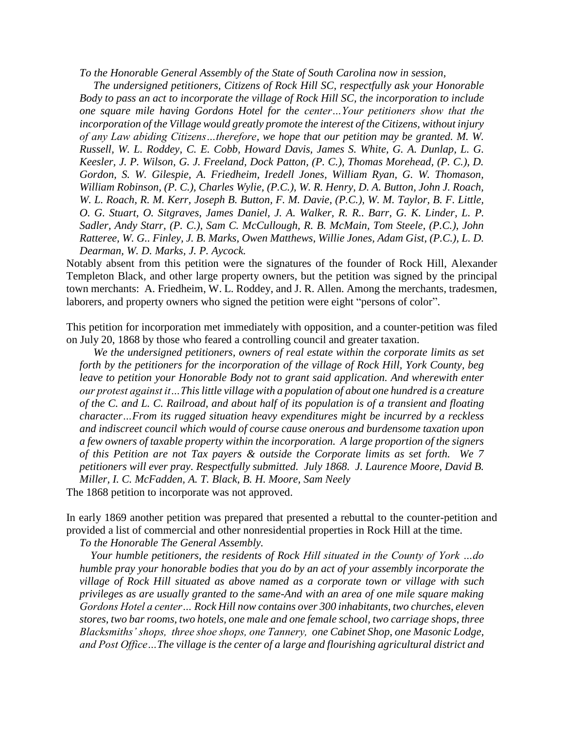*To the Honorable General Assembly of the State of South Carolina now in session,*

*The undersigned petitioners, Citizens of Rock Hill SC, respectfully ask your Honorable Body to pass an act to incorporate the village of Rock Hill SC, the incorporation to include one square mile having Gordons Hotel for the center…Your petitioners show that the incorporation of the Village would greatly promote the interest of the Citizens, without injury of any Law abiding Citizens…therefore, we hope that our petition may be granted. M. W. Russell, W. L. Roddey, C. E. Cobb, Howard Davis, James S. White, G. A. Dunlap, L. G. Keesler, J. P. Wilson, G. J. Freeland, Dock Patton, (P. C.), Thomas Morehead, (P. C.), D. Gordon, S. W. Gilespie, A. Friedheim, Iredell Jones, William Ryan, G. W. Thomason, William Robinson, (P. C.), Charles Wylie, (P.C.), W. R. Henry, D. A. Button, John J. Roach, W. L. Roach, R. M. Kerr, Joseph B. Button, F. M. Davie, (P.C.), W. M. Taylor, B. F. Little, O. G. Stuart, O. Sitgraves, James Daniel, J. A. Walker, R. R.. Barr, G. K. Linder, L. P. Sadler, Andy Starr, (P. C.), Sam C. McCullough, R. B. McMain, Tom Steele, (P.C.), John Ratteree, W. G.. Finley, J. B. Marks, Owen Matthews, Willie Jones, Adam Gist, (P.C.), L. D. Dearman, W. D. Marks, J. P. Aycock.*

Notably absent from this petition were the signatures of the founder of Rock Hill, Alexander Templeton Black, and other large property owners, but the petition was signed by the principal town merchants: A. Friedheim, W. L. Roddey, and J. R. Allen. Among the merchants, tradesmen, laborers, and property owners who signed the petition were eight "persons of color".

This petition for incorporation met immediately with opposition, and a counter-petition was filed on July 20, 1868 by those who feared a controlling council and greater taxation.

*We the undersigned petitioners, owners of real estate within the corporate limits as set forth by the petitioners for the incorporation of the village of Rock Hill, York County, beg leave to petition your Honorable Body not to grant said application. And wherewith enter our protest against it…This little village with a population of about one hundred is a creature of the C. and L. C. Railroad, and about half of its population is of a transient and floating character…From its rugged situation heavy expenditures might be incurred by a reckless and indiscreet council which would of course cause onerous and burdensome taxation upon a few owners of taxable property within the incorporation. A large proportion of the signers of this Petition are not Tax payers & outside the Corporate limits as set forth. We 7 petitioners will ever pray. Respectfully submitted. July 1868. J. Laurence Moore, David B. Miller, I. C. McFadden, A. T. Black, B. H. Moore, Sam Neely*

The 1868 petition to incorporate was not approved.

In early 1869 another petition was prepared that presented a rebuttal to the counter-petition and provided a list of commercial and other nonresidential properties in Rock Hill at the time.

*To the Honorable The General Assembly.*

*Your humble petitioners, the residents of Rock Hill situated in the County of York …do humble pray your honorable bodies that you do by an act of your assembly incorporate the village of Rock Hill situated as above named as a corporate town or village with such privileges as are usually granted to the same-And with an area of one mile square making Gordons Hotel a center… Rock Hill now contains over 300 inhabitants, two churches, eleven stores, two bar rooms, two hotels, one male and one female school, two carriage shops, three Blacksmiths' shops, three shoe shops, one Tannery, one Cabinet Shop, one Masonic Lodge, and Post Office…The village is the center of a large and flourishing agricultural district and*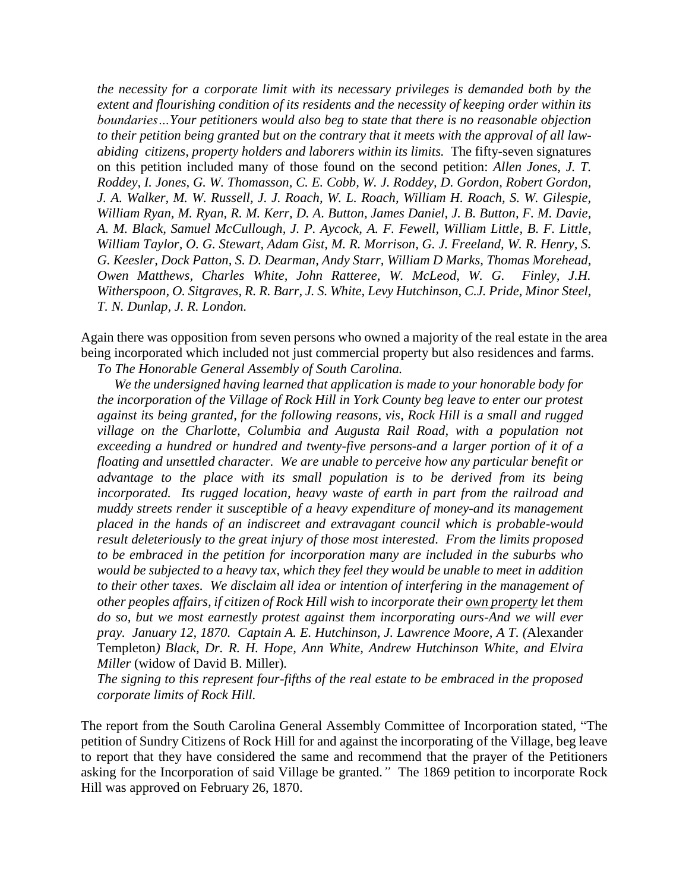*the necessity for a corporate limit with its necessary privileges is demanded both by the extent and flourishing condition of its residents and the necessity of keeping order within its boundaries…Your petitioners would also beg to state that there is no reasonable objection to their petition being granted but on the contrary that it meets with the approval of all law-abiding citizens, property holders and laborers within its limits.* The fifty-seven signatures on this petition included many of those found on the second petition: *Allen Jones, J. T. Roddey, I. Jones, G. W. Thomasson, C. E. Cobb, W. J. Roddey, D. Gordon, Robert Gordon, J. A. Walker, M. W. Russell, J. J. Roach, W. L. Roach, William H. Roach, S. W. Gilespie, William Ryan, M. Ryan, R. M. Kerr, D. A. Button, James Daniel, J. B. Button, F. M. Davie, A. M. Black, Samuel McCullough, J. P. Aycock, A. F. Fewell, William Little, B. F. Little, William Taylor, O. G. Stewart, Adam Gist, M. R. Morrison, G. J. Freeland, W. R. Henry, S. G. Keesler, Dock Patton, S. D. Dearman, Andy Starr, William D Marks, Thomas Morehead, Owen Matthews, Charles White, John Ratteree, W. McLeod, W. G. Finley, J.H. Witherspoon, O. Sitgraves, R. R. Barr, J. S. White, Levy Hutchinson, C.J. Pride, Minor Steel, T. N. Dunlap, J. R. London.*

Again there was opposition from seven persons who owned a majority of the real estate in the area being incorporated which included not just commercial property but also residences and farms.

*To The Honorable General Assembly of South Carolina.*

*We the undersigned having learned that application is made to your honorable body for the incorporation of the Village of Rock Hill in York County beg leave to enter our protest against its being granted, for the following reasons, vis, Rock Hill is a small and rugged village on the Charlotte, Columbia and Augusta Rail Road, with a population not exceeding a hundred or hundred and twenty-five persons-and a larger portion of it of a floating and unsettled character. We are unable to perceive how any particular benefit or advantage to the place with its small population is to be derived from its being incorporated. Its rugged location, heavy waste of earth in part from the railroad and muddy streets render it susceptible of a heavy expenditure of money-and its management placed in the hands of an indiscreet and extravagant council which is probable-would result deleteriously to the great injury of those most interested. From the limits proposed to be embraced in the petition for incorporation many are included in the suburbs who would be subjected to a heavy tax, which they feel they would be unable to meet in addition to their other taxes. We disclaim all idea or intention of interfering in the management of other peoples affairs, if citizen of Rock Hill wish to incorporate their <u>own property</u> let them do so, but we most earnestly protest against them incorporating ours-And we will ever pray. January 12, 1870. Captain A. E. Hutchinson, J. Lawrence Moore, A T. (*Alexander Templeton*) Black, Dr. R. H. Hope, Ann White, Andrew Hutchinson White, and Elvira Miller* (widow of David B. Miller).

*The signing to this represent four-fifths of the real estate to be embraced in the proposed corporate limits of Rock Hill.*

The report from the South Carolina General Assembly Committee of Incorporation stated, "The petition of Sundry Citizens of Rock Hill for and against the incorporating of the Village, beg leave to report that they have considered the same and recommend that the prayer of the Petitioners asking for the Incorporation of said Village be granted*."* The 1869 petition to incorporate Rock Hill was approved on February 26, 1870.